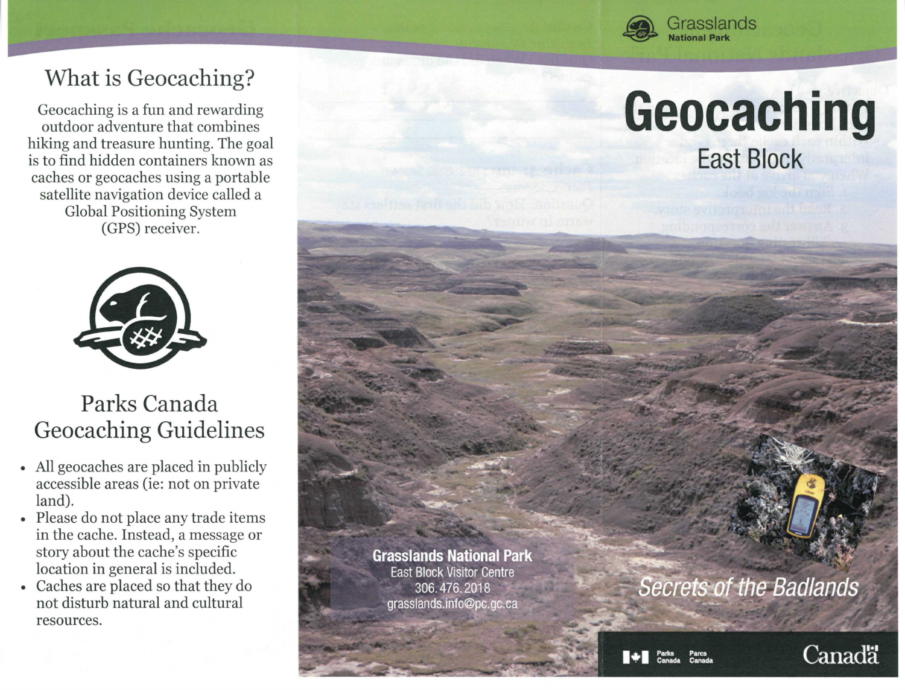# What is Geocaching?

Geocaching is a fun and rewarding outdoor adventure that combines hiking and treasure hunting. The goal is to find hidden containers known as caches or geocaches using a portable satellite navigation device called a Global Positioning System (GPS) receiver.

## Parks Canada Geocaching Guidelines

- All geocaches are placed in publicly accessible areas (ie: not on private land).
- Please do not place any trade items in the cache. Instead, a message or story about the cache's specific location in general is included.
- Caches are placed so that they do not disturb natural and cultural resources.

**Grasslands National Park**
East Block Visitor Centre
306.476.2018
grasslands.info@pc.gc.ca

Grasslands
**National Park**

# Geocaching

## East Block

*Secrets of the Badlands*

Parks Canada Parcs Canada

Canada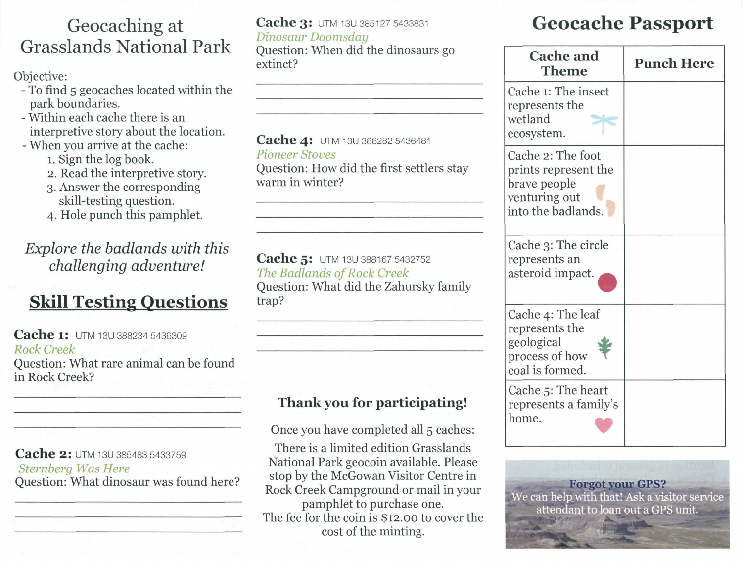# Geocaching at Grasslands National Park

Objective:

- To find 5 geocaches located within the park boundaries.
- Within each cache there is an interpretive story about the location.
- When you arrive at the cache:
  1. Sign the log book.
  2. Read the interpretive story.
  3. Answer the corresponding skill-testing question.
  4. Hole punch this pamphlet.

*Explore the badlands with this challenging adventure!*

## Skill Testing Questions

**Cache 1:** UTM 13U 388234 5436309

*Rock Creek*

Question: What rare animal can be found in Rock Creek?

______________________________

______________________________

______________________________

**Cache 2:** UTM 13U 385483 5433759

*Sternberg Was Here*

Question: What dinosaur was found here?

______________________________

______________________________

______________________________

**Cache 3:** UTM 13U 385127 5433831

*Dinosaur Doomsday*

Question: When did the dinosaurs go extinct?

______________________________

______________________________

______________________________

**Cache 4:** UTM 13U 388282 5436481

*Pioneer Stoves*

Question: How did the first settlers stay warm in winter?

______________________________

______________________________

______________________________

**Cache 5:** UTM 13U 388167 5432752

*The Badlands of Rock Creek*

Question: What did the Zahursky family trap?

______________________________

______________________________

______________________________

### Thank you for participating!

Once you have completed all 5 caches:

There is a limited edition Grasslands National Park geocoin available. Please stop by the McGowan Visitor Centre in Rock Creek Campground or mail in your pamphlet to purchase one.
The fee for the coin is $12.00 to cover the cost of the minting.

# Geocache Passport

| Cache and Theme | Punch Here |
|---|---|
| Cache 1: The insect represents the wetland ecosystem. | |
| Cache 2: The foot prints represent the brave people venturing out into the badlands. | |
| Cache 3: The circle represents an asteroid impact. | |
| Cache 4: The leaf represents the geological process of how coal is formed. | |
| Cache 5: The heart represents a family's home. | |

**Forgot your GPS?**
We can help with that! Ask a visitor service attendant to loan out a GPS unit.